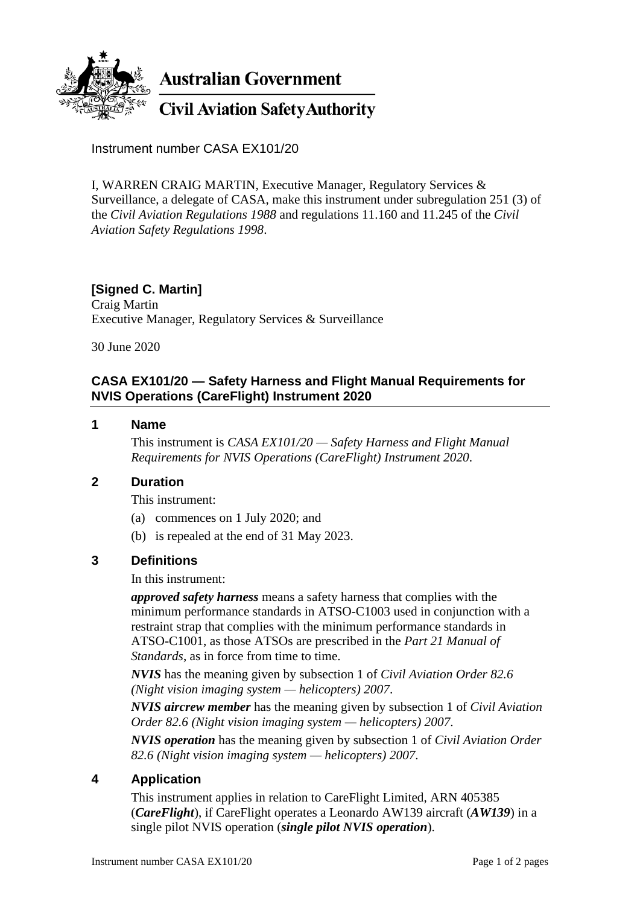**Australian Government**

**Civil Aviation Safety Authority**

Instrument number CASA EX101/20

I, WARREN CRAIG MARTIN, Executive Manager, Regulatory Services & Surveillance, a delegate of CASA, make this instrument under subregulation 251 (3) of the *Civil Aviation Regulations 1988* and regulations 11.160 and 11.245 of the *Civil Aviation Safety Regulations 1998*.

**[Signed C. Martin]**
Craig Martin
Executive Manager, Regulatory Services & Surveillance

30 June 2020

## CASA EX101/20 — Safety Harness and Flight Manual Requirements for NVIS Operations (CareFlight) Instrument 2020

### 1 Name

This instrument is *CASA EX101/20 — Safety Harness and Flight Manual Requirements for NVIS Operations (CareFlight) Instrument 2020*.

### 2 Duration

This instrument:

(a) commences on 1 July 2020; and

(b) is repealed at the end of 31 May 2023.

### 3 Definitions

In this instrument:

***approved safety harness*** means a safety harness that complies with the minimum performance standards in ATSO-C1003 used in conjunction with a restraint strap that complies with the minimum performance standards in ATSO-C1001, as those ATSOs are prescribed in the *Part 21 Manual of Standards*, as in force from time to time.

***NVIS*** has the meaning given by subsection 1 of *Civil Aviation Order 82.6 (Night vision imaging system — helicopters) 2007*.

***NVIS aircrew member*** has the meaning given by subsection 1 of *Civil Aviation Order 82.6 (Night vision imaging system — helicopters) 2007*.

***NVIS operation*** has the meaning given by subsection 1 of *Civil Aviation Order 82.6 (Night vision imaging system — helicopters) 2007*.

### 4 Application

This instrument applies in relation to CareFlight Limited, ARN 405385 (***CareFlight***), if CareFlight operates a Leonardo AW139 aircraft (***AW139***) in a single pilot NVIS operation (***single pilot NVIS operation***).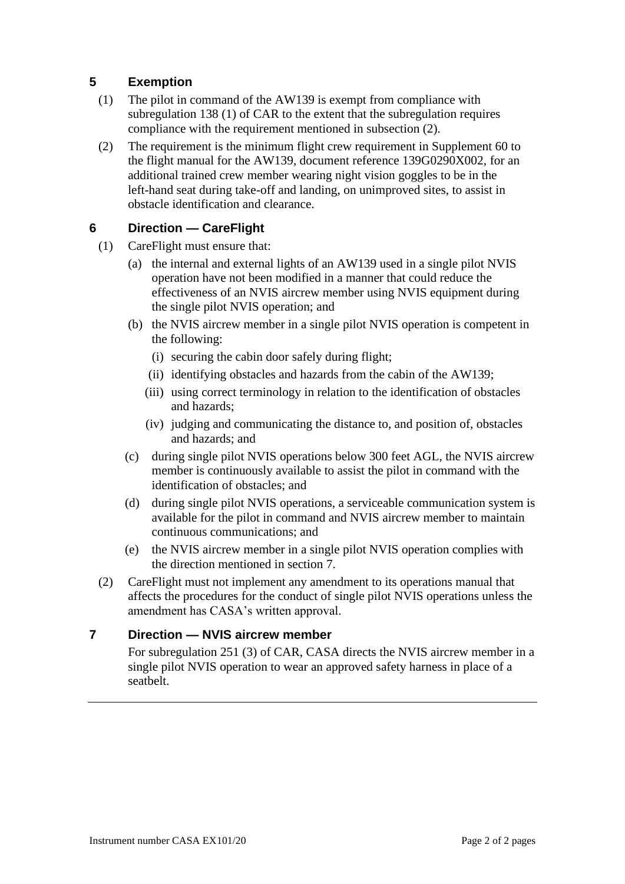## 5 Exemption

(1) The pilot in command of the AW139 is exempt from compliance with subregulation 138 (1) of CAR to the extent that the subregulation requires compliance with the requirement mentioned in subsection (2).

(2) The requirement is the minimum flight crew requirement in Supplement 60 to the flight manual for the AW139, document reference 139G0290X002, for an additional trained crew member wearing night vision goggles to be in the left-hand seat during take-off and landing, on unimproved sites, to assist in obstacle identification and clearance.

## 6 Direction — CareFlight

(1) CareFlight must ensure that:

(a) the internal and external lights of an AW139 used in a single pilot NVIS operation have not been modified in a manner that could reduce the effectiveness of an NVIS aircrew member using NVIS equipment during the single pilot NVIS operation; and

(b) the NVIS aircrew member in a single pilot NVIS operation is competent in the following:

(i) securing the cabin door safely during flight;

(ii) identifying obstacles and hazards from the cabin of the AW139;

(iii) using correct terminology in relation to the identification of obstacles and hazards;

(iv) judging and communicating the distance to, and position of, obstacles and hazards; and

(c) during single pilot NVIS operations below 300 feet AGL, the NVIS aircrew member is continuously available to assist the pilot in command with the identification of obstacles; and

(d) during single pilot NVIS operations, a serviceable communication system is available for the pilot in command and NVIS aircrew member to maintain continuous communications; and

(e) the NVIS aircrew member in a single pilot NVIS operation complies with the direction mentioned in section 7.

(2) CareFlight must not implement any amendment to its operations manual that affects the procedures for the conduct of single pilot NVIS operations unless the amendment has CASA's written approval.

## 7 Direction — NVIS aircrew member

For subregulation 251 (3) of CAR, CASA directs the NVIS aircrew member in a single pilot NVIS operation to wear an approved safety harness in place of a seatbelt.